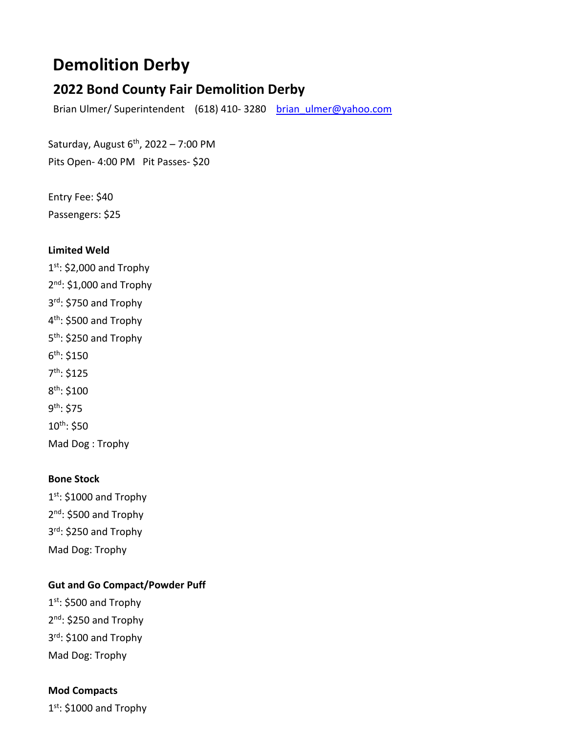# Demolition Derby

## 2022 Bond County Fair Demolition Derby

Brian Ulmer/ Superintendent (618) 410- 3280 brian_ulmer@yahoo.com

Saturday, August 6th, 2022 – 7:00 PM

Pits Open- 4:00 PM Pit Passes- $20

Entry Fee: $40

Passengers: $25

**Limited Weld**

1st: $2,000 and Trophy

2nd: $1,000 and Trophy

3rd: $750 and Trophy

4th: $500 and Trophy

5th: $250 and Trophy

6th: $150

7th: $125

8th: $100

9th: $75

10th: $50

Mad Dog : Trophy

**Bone Stock**

1st: $1000 and Trophy

2nd: $500 and Trophy

3rd: $250 and Trophy

Mad Dog: Trophy

**Gut and Go Compact/Powder Puff**

1st: $500 and Trophy

2nd: $250 and Trophy

3rd: $100 and Trophy

Mad Dog: Trophy

**Mod Compacts**

1st: $1000 and Trophy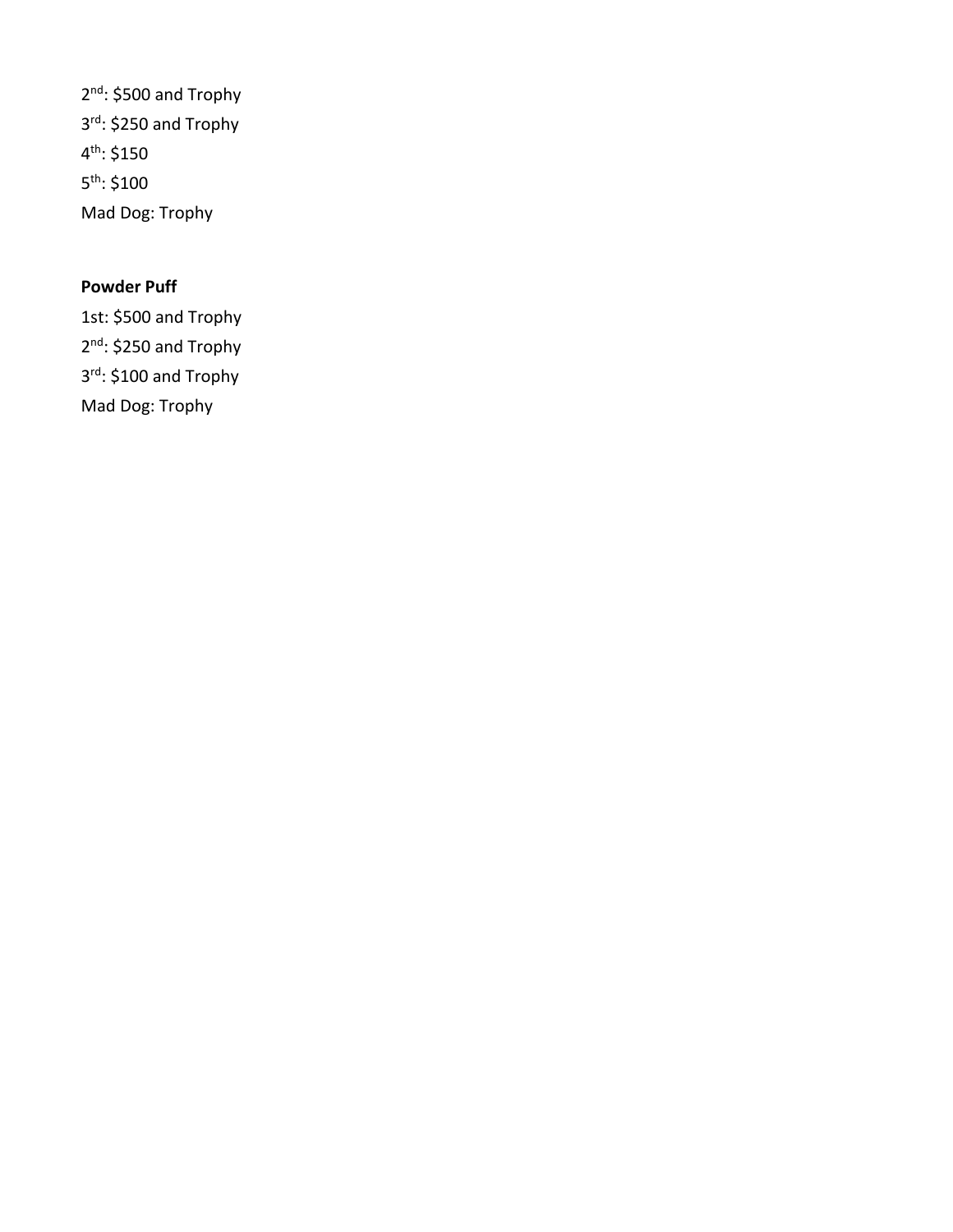2nd: $500 and Trophy
3rd: $250 and Trophy
4th: $150
5th: $100
Mad Dog: Trophy

**Powder Puff**

1st: $500 and Trophy
2nd: $250 and Trophy
3rd: $100 and Trophy
Mad Dog: Trophy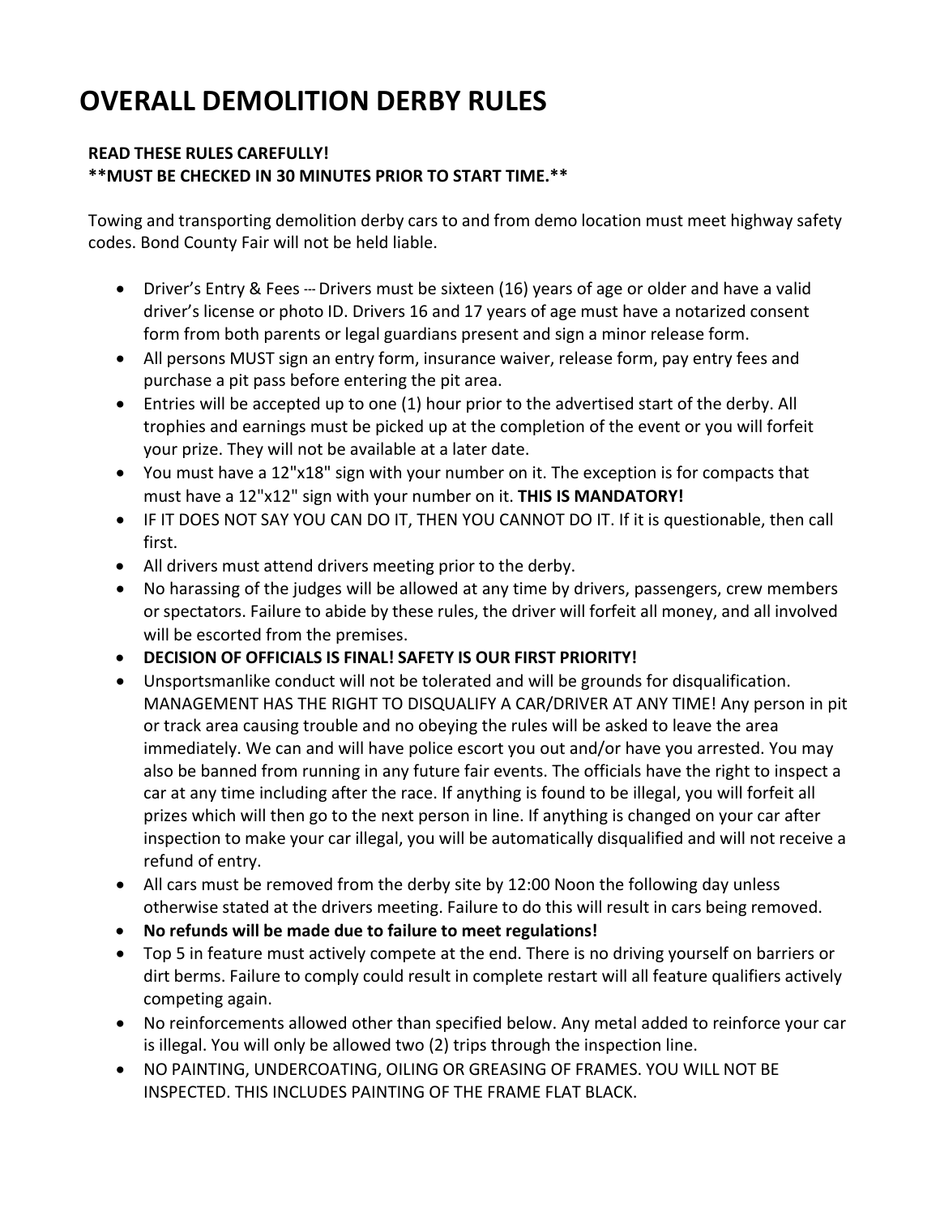# OVERALL DEMOLITION DERBY RULES

**READ THESE RULES CAREFULLY!**
****MUST BE CHECKED IN 30 MINUTES PRIOR TO START TIME.****

Towing and transporting demolition derby cars to and from demo location must meet highway safety codes. Bond County Fair will not be held liable.

- Driver's Entry & Fees --- Drivers must be sixteen (16) years of age or older and have a valid driver's license or photo ID. Drivers 16 and 17 years of age must have a notarized consent form from both parents or legal guardians present and sign a minor release form.
- All persons MUST sign an entry form, insurance waiver, release form, pay entry fees and purchase a pit pass before entering the pit area.
- Entries will be accepted up to one (1) hour prior to the advertised start of the derby. All trophies and earnings must be picked up at the completion of the event or you will forfeit your prize. They will not be available at a later date.
- You must have a 12"x18" sign with your number on it. The exception is for compacts that must have a 12"x12" sign with your number on it. **THIS IS MANDATORY!**
- IF IT DOES NOT SAY YOU CAN DO IT, THEN YOU CANNOT DO IT. If it is questionable, then call first.
- All drivers must attend drivers meeting prior to the derby.
- No harassing of the judges will be allowed at any time by drivers, passengers, crew members or spectators. Failure to abide by these rules, the driver will forfeit all money, and all involved will be escorted from the premises.
- **DECISION OF OFFICIALS IS FINAL! SAFETY IS OUR FIRST PRIORITY!**
- Unsportsmanlike conduct will not be tolerated and will be grounds for disqualification. MANAGEMENT HAS THE RIGHT TO DISQUALIFY A CAR/DRIVER AT ANY TIME! Any person in pit or track area causing trouble and no obeying the rules will be asked to leave the area immediately. We can and will have police escort you out and/or have you arrested. You may also be banned from running in any future fair events. The officials have the right to inspect a car at any time including after the race. If anything is found to be illegal, you will forfeit all prizes which will then go to the next person in line. If anything is changed on your car after inspection to make your car illegal, you will be automatically disqualified and will not receive a refund of entry.
- All cars must be removed from the derby site by 12:00 Noon the following day unless otherwise stated at the drivers meeting. Failure to do this will result in cars being removed.
- **No refunds will be made due to failure to meet regulations!**
- Top 5 in feature must actively compete at the end. There is no driving yourself on barriers or dirt berms. Failure to comply could result in complete restart will all feature qualifiers actively competing again.
- No reinforcements allowed other than specified below. Any metal added to reinforce your car is illegal. You will only be allowed two (2) trips through the inspection line.
- NO PAINTING, UNDERCOATING, OILING OR GREASING OF FRAMES. YOU WILL NOT BE INSPECTED. THIS INCLUDES PAINTING OF THE FRAME FLAT BLACK.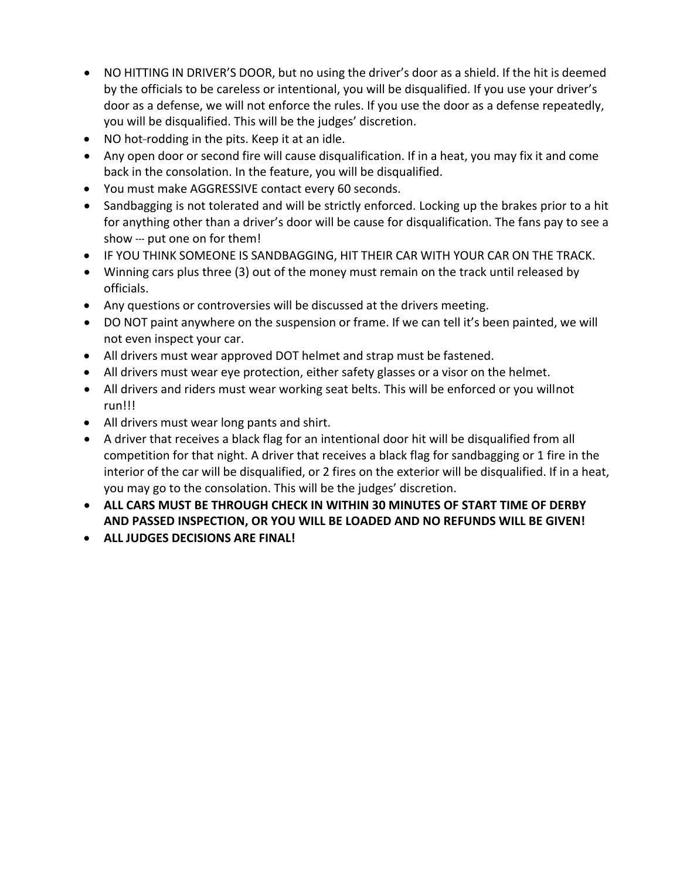- NO HITTING IN DRIVER'S DOOR, but no using the driver's door as a shield. If the hit is deemed by the officials to be careless or intentional, you will be disqualified. If you use your driver's door as a defense, we will not enforce the rules. If you use the door as a defense repeatedly, you will be disqualified. This will be the judges' discretion.
- NO hot-rodding in the pits. Keep it at an idle.
- Any open door or second fire will cause disqualification. If in a heat, you may fix it and come back in the consolation. In the feature, you will be disqualified.
- You must make AGGRESSIVE contact every 60 seconds.
- Sandbagging is not tolerated and will be strictly enforced. Locking up the brakes prior to a hit for anything other than a driver's door will be cause for disqualification. The fans pay to see a show --- put one on for them!
- IF YOU THINK SOMEONE IS SANDBAGGING, HIT THEIR CAR WITH YOUR CAR ON THE TRACK.
- Winning cars plus three (3) out of the money must remain on the track until released by officials.
- Any questions or controversies will be discussed at the drivers meeting.
- DO NOT paint anywhere on the suspension or frame. If we can tell it's been painted, we will not even inspect your car.
- All drivers must wear approved DOT helmet and strap must be fastened.
- All drivers must wear eye protection, either safety glasses or a visor on the helmet.
- All drivers and riders must wear working seat belts. This will be enforced or you willnot run!!!
- All drivers must wear long pants and shirt.
- A driver that receives a black flag for an intentional door hit will be disqualified from all competition for that night. A driver that receives a black flag for sandbagging or 1 fire in the interior of the car will be disqualified, or 2 fires on the exterior will be disqualified. If in a heat, you may go to the consolation. This will be the judges' discretion.
- **ALL CARS MUST BE THROUGH CHECK IN WITHIN 30 MINUTES OF START TIME OF DERBY AND PASSED INSPECTION, OR YOU WILL BE LOADED AND NO REFUNDS WILL BE GIVEN!**
- **ALL JUDGES DECISIONS ARE FINAL!**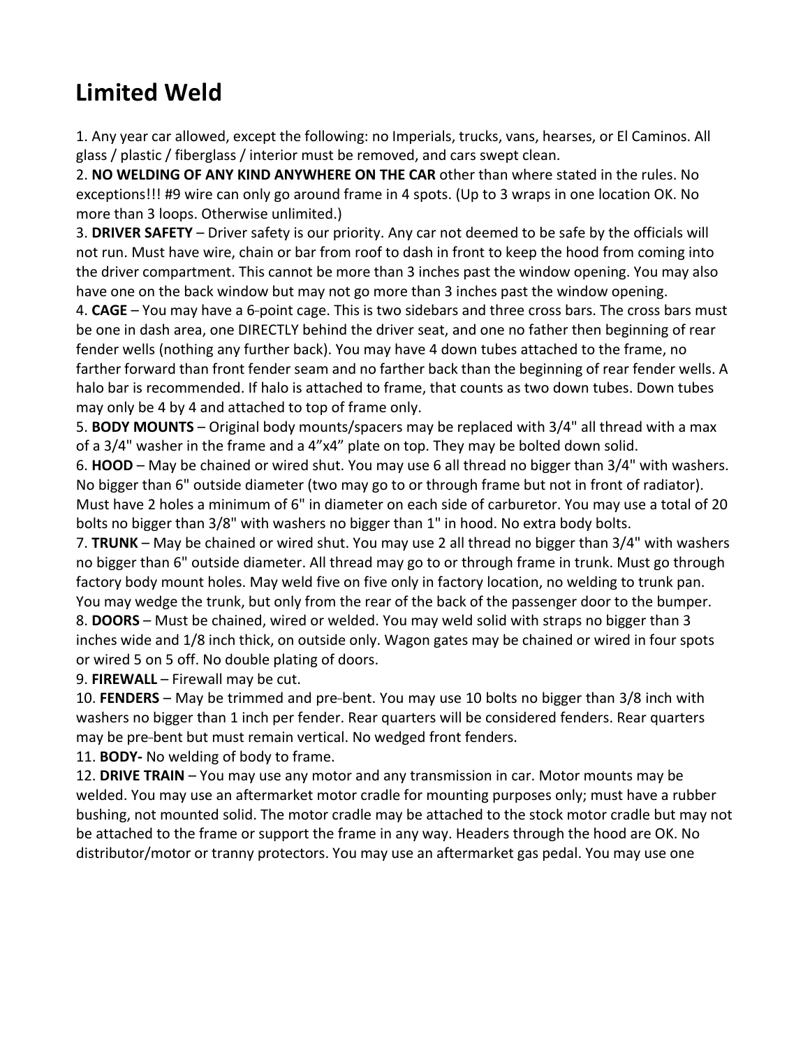# Limited Weld

1. Any year car allowed, except the following: no Imperials, trucks, vans, hearses, or El Caminos. All glass / plastic / fiberglass / interior must be removed, and cars swept clean.
2. **NO WELDING OF ANY KIND ANYWHERE ON THE CAR** other than where stated in the rules. No exceptions!!! #9 wire can only go around frame in 4 spots. (Up to 3 wraps in one location OK. No more than 3 loops. Otherwise unlimited.)
3. **DRIVER SAFETY** – Driver safety is our priority. Any car not deemed to be safe by the officials will not run. Must have wire, chain or bar from roof to dash in front to keep the hood from coming into the driver compartment. This cannot be more than 3 inches past the window opening. You may also have one on the back window but may not go more than 3 inches past the window opening.
4. **CAGE** – You may have a 6-point cage. This is two sidebars and three cross bars. The cross bars must be one in dash area, one DIRECTLY behind the driver seat, and one no father then beginning of rear fender wells (nothing any further back). You may have 4 down tubes attached to the frame, no farther forward than front fender seam and no farther back than the beginning of rear fender wells. A halo bar is recommended. If halo is attached to frame, that counts as two down tubes. Down tubes may only be 4 by 4 and attached to top of frame only.
5. **BODY MOUNTS** – Original body mounts/spacers may be replaced with 3/4" all thread with a max of a 3/4" washer in the frame and a 4"x4" plate on top. They may be bolted down solid.
6. **HOOD** – May be chained or wired shut. You may use 6 all thread no bigger than 3/4" with washers. No bigger than 6" outside diameter (two may go to or through frame but not in front of radiator). Must have 2 holes a minimum of 6" in diameter on each side of carburetor. You may use a total of 20 bolts no bigger than 3/8" with washers no bigger than 1" in hood. No extra body bolts.
7. **TRUNK** – May be chained or wired shut. You may use 2 all thread no bigger than 3/4" with washers no bigger than 6" outside diameter. All thread may go to or through frame in trunk. Must go through factory body mount holes. May weld five on five only in factory location, no welding to trunk pan. You may wedge the trunk, but only from the rear of the back of the passenger door to the bumper.
8. **DOORS** – Must be chained, wired or welded. You may weld solid with straps no bigger than 3 inches wide and 1/8 inch thick, on outside only. Wagon gates may be chained or wired in four spots or wired 5 on 5 off. No double plating of doors.
9. **FIREWALL** – Firewall may be cut.
10. **FENDERS** – May be trimmed and pre-bent. You may use 10 bolts no bigger than 3/8 inch with washers no bigger than 1 inch per fender. Rear quarters will be considered fenders. Rear quarters may be pre-bent but must remain vertical. No wedged front fenders.
11. **BODY-** No welding of body to frame.
12. **DRIVE TRAIN** – You may use any motor and any transmission in car. Motor mounts may be welded. You may use an aftermarket motor cradle for mounting purposes only; must have a rubber bushing, not mounted solid. The motor cradle may be attached to the stock motor cradle but may not be attached to the frame or support the frame in any way. Headers through the hood are OK. No distributor/motor or tranny protectors. You may use an aftermarket gas pedal. You may use one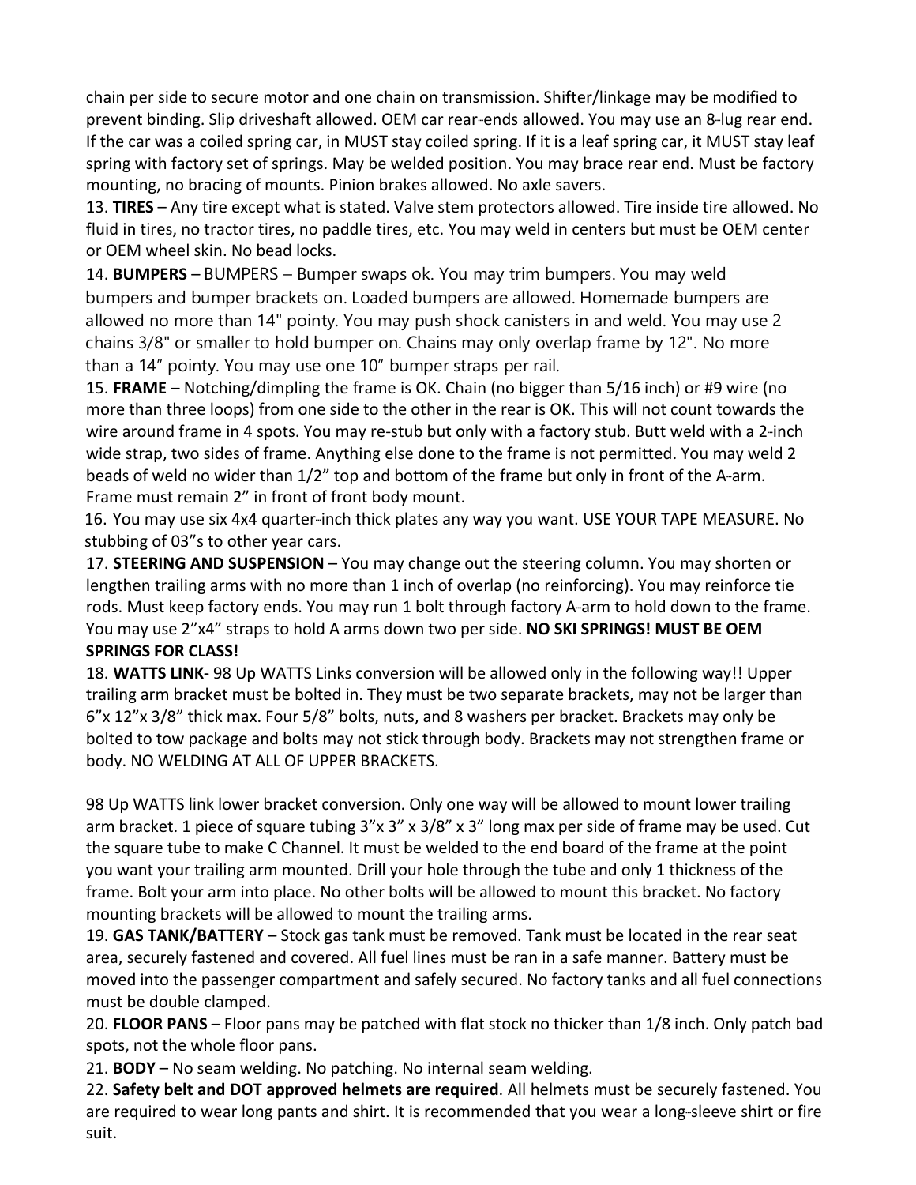chain per side to secure motor and one chain on transmission. Shifter/linkage may be modified to prevent binding. Slip driveshaft allowed. OEM car rear-ends allowed. You may use an 8-lug rear end. If the car was a coiled spring car, in MUST stay coiled spring. If it is a leaf spring car, it MUST stay leaf spring with factory set of springs. May be welded position. You may brace rear end. Must be factory mounting, no bracing of mounts. Pinion brakes allowed. No axle savers.

13. **TIRES** – Any tire except what is stated. Valve stem protectors allowed. Tire inside tire allowed. No fluid in tires, no tractor tires, no paddle tires, etc. You may weld in centers but must be OEM center or OEM wheel skin. No bead locks.

14. **BUMPERS** – BUMPERS – Bumper swaps ok. You may trim bumpers. You may weld bumpers and bumper brackets on. Loaded bumpers are allowed. Homemade bumpers are allowed no more than 14" pointy. You may push shock canisters in and weld. You may use 2 chains 3/8" or smaller to hold bumper on. Chains may only overlap frame by 12". No more than a 14" pointy. You may use one 10" bumper straps per rail.

15. **FRAME** – Notching/dimpling the frame is OK. Chain (no bigger than 5/16 inch) or #9 wire (no more than three loops) from one side to the other in the rear is OK. This will not count towards the wire around frame in 4 spots. You may re-stub but only with a factory stub. Butt weld with a 2-inch wide strap, two sides of frame. Anything else done to the frame is not permitted. You may weld 2 beads of weld no wider than 1/2" top and bottom of the frame but only in front of the A-arm. Frame must remain 2" in front of front body mount.

16. You may use six 4x4 quarter-inch thick plates any way you want. USE YOUR TAPE MEASURE. No stubbing of 03"s to other year cars.

17. **STEERING AND SUSPENSION** – You may change out the steering column. You may shorten or lengthen trailing arms with no more than 1 inch of overlap (no reinforcing). You may reinforce tie rods. Must keep factory ends. You may run 1 bolt through factory A-arm to hold down to the frame. You may use 2"x4" straps to hold A arms down two per side. **NO SKI SPRINGS! MUST BE OEM SPRINGS FOR CLASS!**

18. **WATTS LINK-** 98 Up WATTS Links conversion will be allowed only in the following way!! Upper trailing arm bracket must be bolted in. They must be two separate brackets, may not be larger than 6"x 12"x 3/8" thick max. Four 5/8" bolts, nuts, and 8 washers per bracket. Brackets may only be bolted to tow package and bolts may not stick through body. Brackets may not strengthen frame or body. NO WELDING AT ALL OF UPPER BRACKETS.

98 Up WATTS link lower bracket conversion. Only one way will be allowed to mount lower trailing arm bracket. 1 piece of square tubing 3"x 3" x 3/8" x 3" long max per side of frame may be used. Cut the square tube to make C Channel. It must be welded to the end board of the frame at the point you want your trailing arm mounted. Drill your hole through the tube and only 1 thickness of the frame. Bolt your arm into place. No other bolts will be allowed to mount this bracket. No factory mounting brackets will be allowed to mount the trailing arms.

19. **GAS TANK/BATTERY** – Stock gas tank must be removed. Tank must be located in the rear seat area, securely fastened and covered. All fuel lines must be ran in a safe manner. Battery must be moved into the passenger compartment and safely secured. No factory tanks and all fuel connections must be double clamped.

20. **FLOOR PANS** – Floor pans may be patched with flat stock no thicker than 1/8 inch. Only patch bad spots, not the whole floor pans.

21. **BODY** – No seam welding. No patching. No internal seam welding.

22. **Safety belt and DOT approved helmets are required**. All helmets must be securely fastened. You are required to wear long pants and shirt. It is recommended that you wear a long-sleeve shirt or fire suit.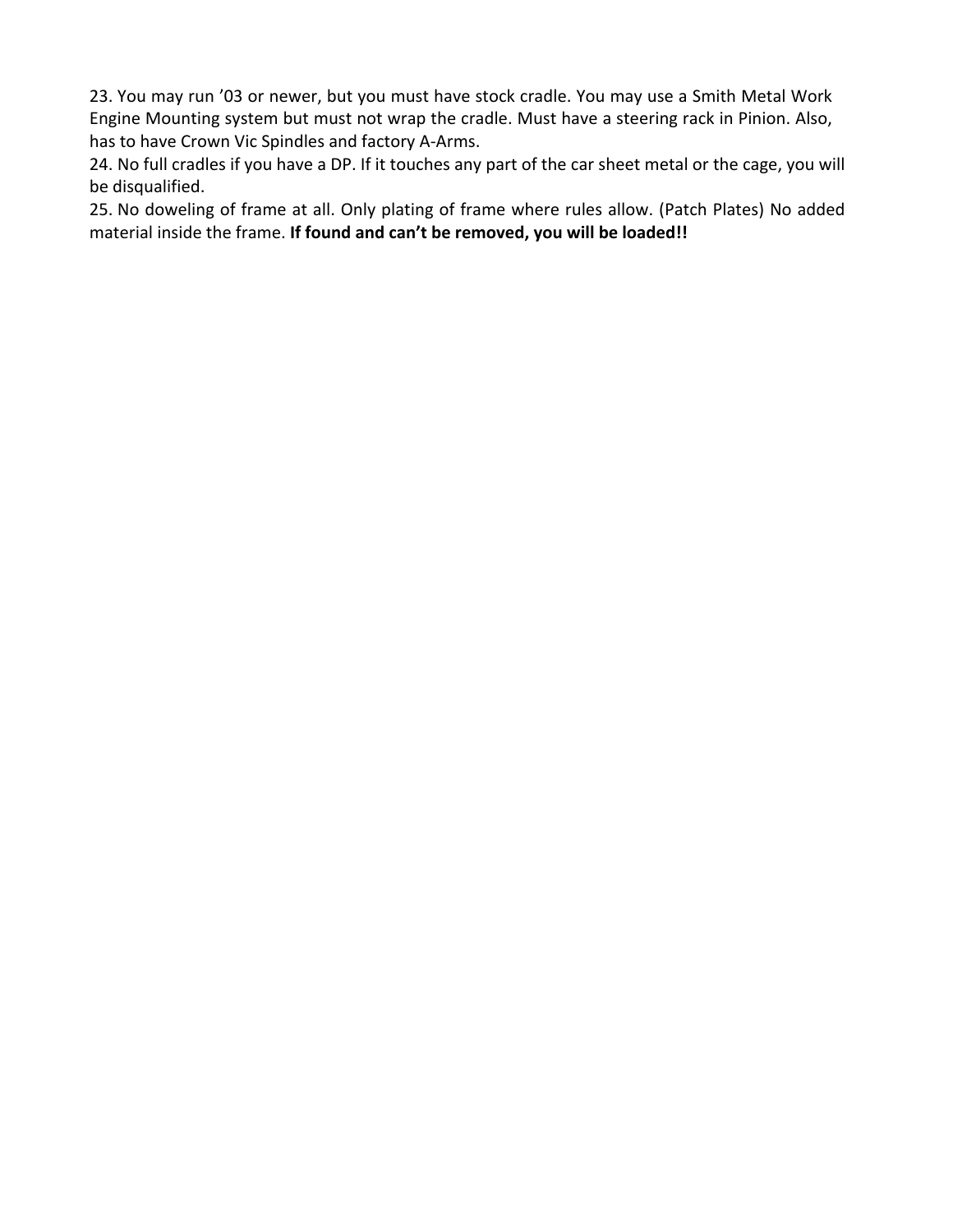23. You may run ’03 or newer, but you must have stock cradle. You may use a Smith Metal Work Engine Mounting system but must not wrap the cradle. Must have a steering rack in Pinion. Also, has to have Crown Vic Spindles and factory A-Arms.
24. No full cradles if you have a DP. If it touches any part of the car sheet metal or the cage, you will be disqualified.
25. No doweling of frame at all. Only plating of frame where rules allow. (Patch Plates) No added material inside the frame. **If found and can’t be removed, you will be loaded!!**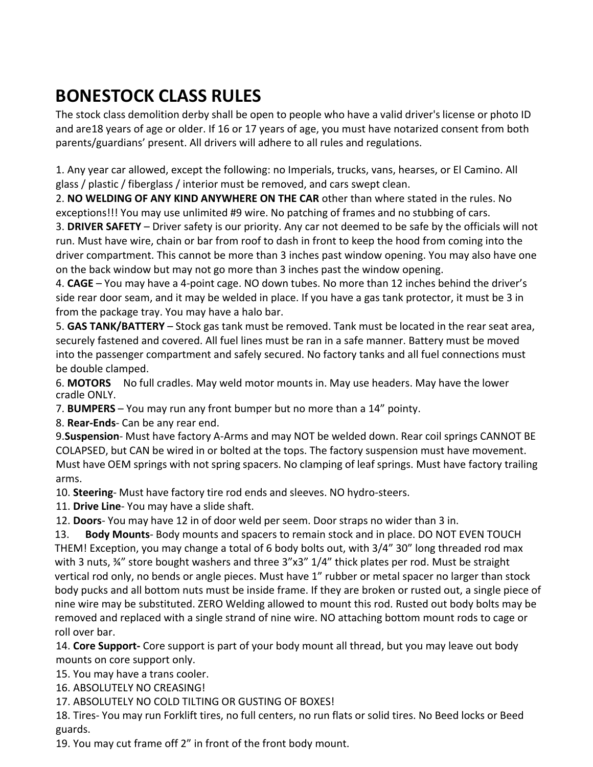# BONESTOCK CLASS RULES

The stock class demolition derby shall be open to people who have a valid driver's license or photo ID and are18 years of age or older. If 16 or 17 years of age, you must have notarized consent from both parents/guardians' present. All drivers will adhere to all rules and regulations.

1. Any year car allowed, except the following: no Imperials, trucks, vans, hearses, or El Camino. All glass / plastic / fiberglass / interior must be removed, and cars swept clean.
2. **NO WELDING OF ANY KIND ANYWHERE ON THE CAR** other than where stated in the rules. No exceptions!!! You may use unlimited #9 wire. No patching of frames and no stubbing of cars.
3. **DRIVER SAFETY** – Driver safety is our priority. Any car not deemed to be safe by the officials will not run. Must have wire, chain or bar from roof to dash in front to keep the hood from coming into the driver compartment. This cannot be more than 3 inches past window opening. You may also have one on the back window but may not go more than 3 inches past the window opening.
4. **CAGE** – You may have a 4-point cage. NO down tubes. No more than 12 inches behind the driver's side rear door seam, and it may be welded in place. If you have a gas tank protector, it must be 3 in from the package tray. You may have a halo bar.
5. **GAS TANK/BATTERY** – Stock gas tank must be removed. Tank must be located in the rear seat area, securely fastened and covered. All fuel lines must be ran in a safe manner. Battery must be moved into the passenger compartment and safely secured. No factory tanks and all fuel connections must be double clamped.
6. **MOTORS** No full cradles. May weld motor mounts in. May use headers. May have the lower cradle ONLY.
7. **BUMPERS** – You may run any front bumper but no more than a 14" pointy.
8. **Rear-Ends**- Can be any rear end.
9. **Suspension**- Must have factory A-Arms and may NOT be welded down. Rear coil springs CANNOT BE COLAPSED, but CAN be wired in or bolted at the tops. The factory suspension must have movement. Must have OEM springs with not spring spacers. No clamping of leaf springs. Must have factory trailing arms.
10. **Steering**- Must have factory tire rod ends and sleeves. NO hydro-steers.
11. **Drive Line**- You may have a slide shaft.
12. **Doors**- You may have 12 in of door weld per seem. Door straps no wider than 3 in.
13. **Body Mounts**- Body mounts and spacers to remain stock and in place. DO NOT EVEN TOUCH THEM! Exception, you may change a total of 6 body bolts out, with 3/4" 30" long threaded rod max with 3 nuts, ¾" store bought washers and three 3"x3" 1/4" thick plates per rod. Must be straight vertical rod only, no bends or angle pieces. Must have 1" rubber or metal spacer no larger than stock body pucks and all bottom nuts must be inside frame. If they are broken or rusted out, a single piece of nine wire may be substituted. ZERO Welding allowed to mount this rod. Rusted out body bolts may be removed and replaced with a single strand of nine wire. NO attaching bottom mount rods to cage or roll over bar.
14. **Core Support-** Core support is part of your body mount all thread, but you may leave out body mounts on core support only.
15. You may have a trans cooler.
16. ABSOLUTELY NO CREASING!
17. ABSOLUTELY NO COLD TILTING OR GUSTING OF BOXES!
18. Tires- You may run Forklift tires, no full centers, no run flats or solid tires. No Beed locks or Beed guards.
19. You may cut frame off 2" in front of the front body mount.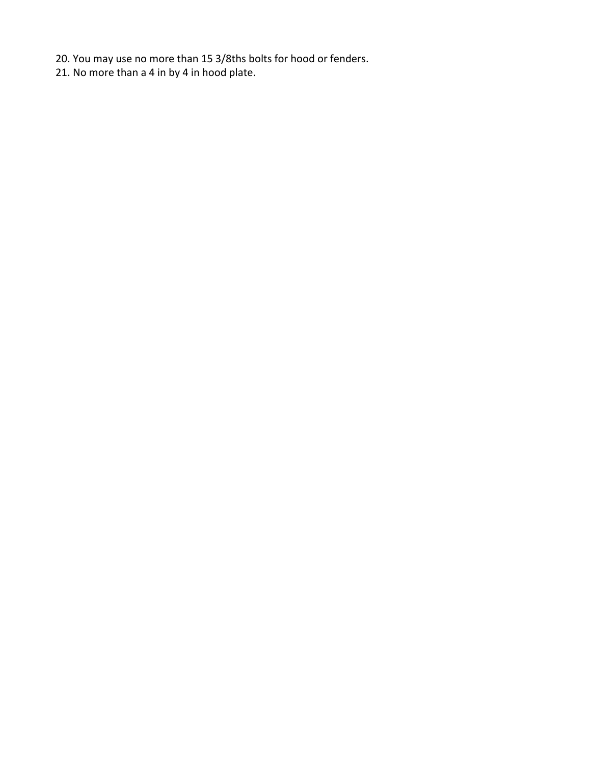20. You may use no more than 15 3/8ths bolts for hood or fenders.
21. No more than a 4 in by 4 in hood plate.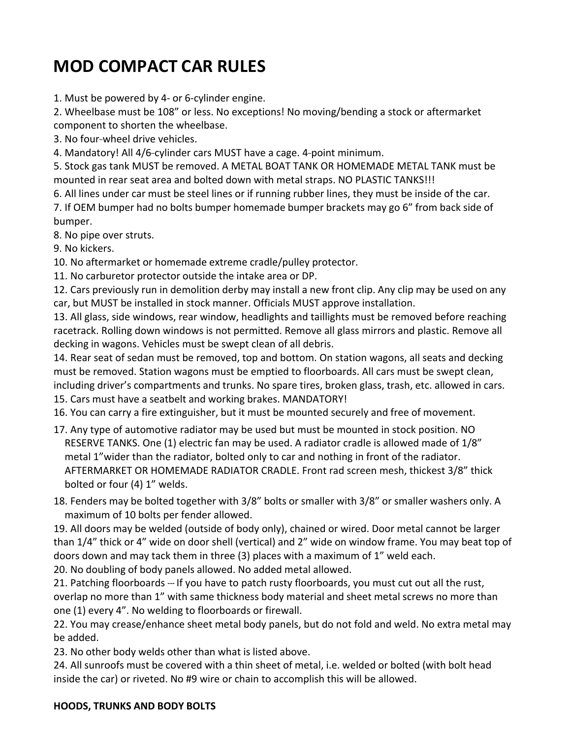# MOD COMPACT CAR RULES

1. Must be powered by 4- or 6-cylinder engine.
2. Wheelbase must be 108" or less. No exceptions! No moving/bending a stock or aftermarket component to shorten the wheelbase.
3. No four-wheel drive vehicles.
4. Mandatory! All 4/6-cylinder cars MUST have a cage. 4-point minimum.
5. Stock gas tank MUST be removed. A METAL BOAT TANK OR HOMEMADE METAL TANK must be mounted in rear seat area and bolted down with metal straps. NO PLASTIC TANKS!!!
6. All lines under car must be steel lines or if running rubber lines, they must be inside of the car.
7. If OEM bumper had no bolts bumper homemade bumper brackets may go 6" from back side of bumper.
8. No pipe over struts.
9. No kickers.
10. No aftermarket or homemade extreme cradle/pulley protector.
11. No carburetor protector outside the intake area or DP.
12. Cars previously run in demolition derby may install a new front clip. Any clip may be used on any car, but MUST be installed in stock manner. Officials MUST approve installation.
13. All glass, side windows, rear window, headlights and taillights must be removed before reaching racetrack. Rolling down windows is not permitted. Remove all glass mirrors and plastic. Remove all decking in wagons. Vehicles must be swept clean of all debris.
14. Rear seat of sedan must be removed, top and bottom. On station wagons, all seats and decking must be removed. Station wagons must be emptied to floorboards. All cars must be swept clean, including driver's compartments and trunks. No spare tires, broken glass, trash, etc. allowed in cars.
15. Cars must have a seatbelt and working brakes. MANDATORY!
16. You can carry a fire extinguisher, but it must be mounted securely and free of movement.
17. Any type of automotive radiator may be used but must be mounted in stock position. NO RESERVE TANKS. One (1) electric fan may be used. A radiator cradle is allowed made of 1/8" metal 1"wider than the radiator, bolted only to car and nothing in front of the radiator. AFTERMARKET OR HOMEMADE RADIATOR CRADLE. Front rad screen mesh, thickest 3/8" thick bolted or four (4) 1" welds.
18. Fenders may be bolted together with 3/8" bolts or smaller with 3/8" or smaller washers only. A maximum of 10 bolts per fender allowed.
19. All doors may be welded (outside of body only), chained or wired. Door metal cannot be larger than 1/4" thick or 4" wide on door shell (vertical) and 2" wide on window frame. You may beat top of doors down and may tack them in three (3) places with a maximum of 1" weld each.
20. No doubling of body panels allowed. No added metal allowed.
21. Patching floorboards --- If you have to patch rusty floorboards, you must cut out all the rust, overlap no more than 1" with same thickness body material and sheet metal screws no more than one (1) every 4". No welding to floorboards or firewall.
22. You may crease/enhance sheet metal body panels, but do not fold and weld. No extra metal may be added.
23. No other body welds other than what is listed above.
24. All sunroofs must be covered with a thin sheet of metal, i.e. welded or bolted (with bolt head inside the car) or riveted. No #9 wire or chain to accomplish this will be allowed.

**HOODS, TRUNKS AND BODY BOLTS**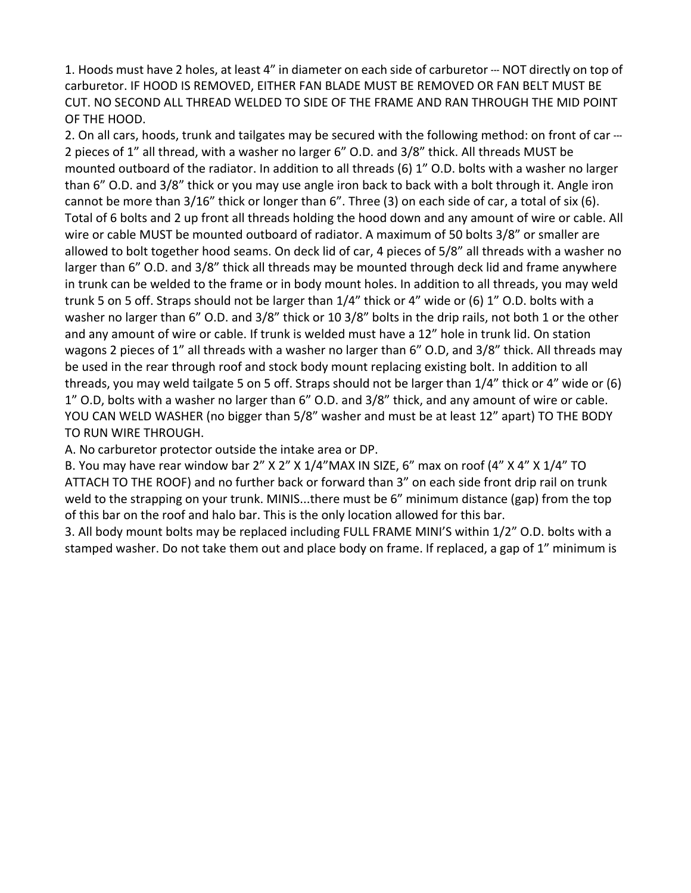1. Hoods must have 2 holes, at least 4" in diameter on each side of carburetor --- NOT directly on top of carburetor. IF HOOD IS REMOVED, EITHER FAN BLADE MUST BE REMOVED OR FAN BELT MUST BE CUT. NO SECOND ALL THREAD WELDED TO SIDE OF THE FRAME AND RAN THROUGH THE MID POINT OF THE HOOD.
2. On all cars, hoods, trunk and tailgates may be secured with the following method: on front of car --- 2 pieces of 1" all thread, with a washer no larger 6" O.D. and 3/8" thick. All threads MUST be mounted outboard of the radiator. In addition to all threads (6) 1" O.D. bolts with a washer no larger than 6" O.D. and 3/8" thick or you may use angle iron back to back with a bolt through it. Angle iron cannot be more than 3/16" thick or longer than 6". Three (3) on each side of car, a total of six (6). Total of 6 bolts and 2 up front all threads holding the hood down and any amount of wire or cable. All wire or cable MUST be mounted outboard of radiator. A maximum of 50 bolts 3/8" or smaller are allowed to bolt together hood seams. On deck lid of car, 4 pieces of 5/8" all threads with a washer no larger than 6" O.D. and 3/8" thick all threads may be mounted through deck lid and frame anywhere in trunk can be welded to the frame or in body mount holes. In addition to all threads, you may weld trunk 5 on 5 off. Straps should not be larger than 1/4" thick or 4" wide or (6) 1" O.D. bolts with a washer no larger than 6" O.D. and 3/8" thick or 10 3/8" bolts in the drip rails, not both 1 or the other and any amount of wire or cable. If trunk is welded must have a 12" hole in trunk lid. On station wagons 2 pieces of 1" all threads with a washer no larger than 6" O.D, and 3/8" thick. All threads may be used in the rear through roof and stock body mount replacing existing bolt. In addition to all threads, you may weld tailgate 5 on 5 off. Straps should not be larger than 1/4" thick or 4" wide or (6) 1" O.D, bolts with a washer no larger than 6" O.D. and 3/8" thick, and any amount of wire or cable. YOU CAN WELD WASHER (no bigger than 5/8" washer and must be at least 12" apart) TO THE BODY TO RUN WIRE THROUGH.
A. No carburetor protector outside the intake area or DP.
B. You may have rear window bar 2" X 2" X 1/4"MAX IN SIZE, 6" max on roof (4" X 4" X 1/4" TO ATTACH TO THE ROOF) and no further back or forward than 3" on each side front drip rail on trunk weld to the strapping on your trunk. MINIS...there must be 6" minimum distance (gap) from the top of this bar on the roof and halo bar. This is the only location allowed for this bar.
3. All body mount bolts may be replaced including FULL FRAME MINI'S within 1/2" O.D. bolts with a stamped washer. Do not take them out and place body on frame. If replaced, a gap of 1" minimum is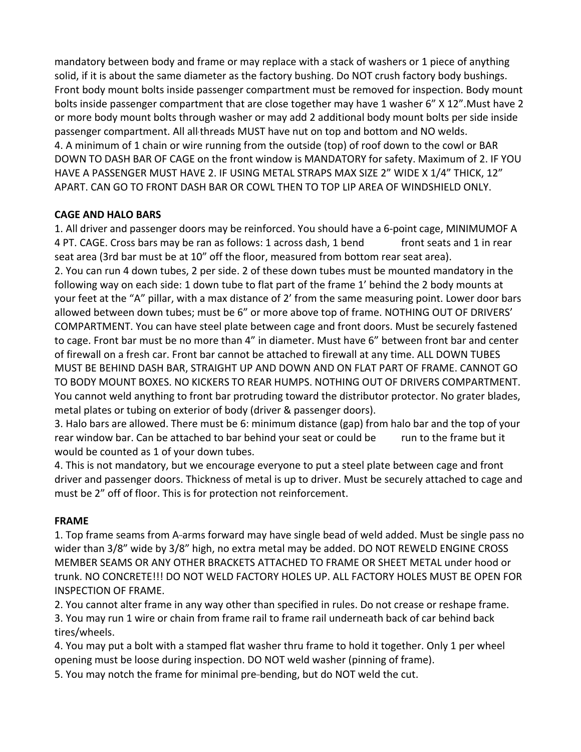mandatory between body and frame or may replace with a stack of washers or 1 piece of anything solid, if it is about the same diameter as the factory bushing. Do NOT crush factory body bushings. Front body mount bolts inside passenger compartment must be removed for inspection. Body mount bolts inside passenger compartment that are close together may have 1 washer 6" X 12".Must have 2 or more body mount bolts through washer or may add 2 additional body mount bolts per side inside passenger compartment. All all-threads MUST have nut on top and bottom and NO welds.

4. A minimum of 1 chain or wire running from the outside (top) of roof down to the cowl or BAR DOWN TO DASH BAR OF CAGE on the front window is MANDATORY for safety. Maximum of 2. IF YOU HAVE A PASSENGER MUST HAVE 2. IF USING METAL STRAPS MAX SIZE 2" WIDE X 1/4" THICK, 12" APART. CAN GO TO FRONT DASH BAR OR COWL THEN TO TOP LIP AREA OF WINDSHIELD ONLY.

**CAGE AND HALO BARS**

1. All driver and passenger doors may be reinforced. You should have a 6-point cage, MINIMUMOF A 4 PT. CAGE. Cross bars may be ran as follows: 1 across dash, 1 bend front seats and 1 in rear seat area (3rd bar must be at 10" off the floor, measured from bottom rear seat area).

2. You can run 4 down tubes, 2 per side. 2 of these down tubes must be mounted mandatory in the following way on each side: 1 down tube to flat part of the frame 1' behind the 2 body mounts at your feet at the "A" pillar, with a max distance of 2' from the same measuring point. Lower door bars allowed between down tubes; must be 6" or more above top of frame. NOTHING OUT OF DRIVERS' COMPARTMENT. You can have steel plate between cage and front doors. Must be securely fastened to cage. Front bar must be no more than 4" in diameter. Must have 6" between front bar and center of firewall on a fresh car. Front bar cannot be attached to firewall at any time. ALL DOWN TUBES MUST BE BEHIND DASH BAR, STRAIGHT UP AND DOWN AND ON FLAT PART OF FRAME. CANNOT GO TO BODY MOUNT BOXES. NO KICKERS TO REAR HUMPS. NOTHING OUT OF DRIVERS COMPARTMENT. You cannot weld anything to front bar protruding toward the distributor protector. No grater blades, metal plates or tubing on exterior of body (driver & passenger doors).

3. Halo bars are allowed. There must be 6: minimum distance (gap) from halo bar and the top of your rear window bar. Can be attached to bar behind your seat or could be run to the frame but it would be counted as 1 of your down tubes.

4. This is not mandatory, but we encourage everyone to put a steel plate between cage and front driver and passenger doors. Thickness of metal is up to driver. Must be securely attached to cage and must be 2" off of floor. This is for protection not reinforcement.

**FRAME**

1. Top frame seams from A-arms forward may have single bead of weld added. Must be single pass no wider than 3/8" wide by 3/8" high, no extra metal may be added. DO NOT REWELD ENGINE CROSS MEMBER SEAMS OR ANY OTHER BRACKETS ATTACHED TO FRAME OR SHEET METAL under hood or trunk. NO CONCRETE!!! DO NOT WELD FACTORY HOLES UP. ALL FACTORY HOLES MUST BE OPEN FOR INSPECTION OF FRAME.

2. You cannot alter frame in any way other than specified in rules. Do not crease or reshape frame.

3. You may run 1 wire or chain from frame rail to frame rail underneath back of car behind back tires/wheels.

4. You may put a bolt with a stamped flat washer thru frame to hold it together. Only 1 per wheel opening must be loose during inspection. DO NOT weld washer (pinning of frame).

5. You may notch the frame for minimal pre-bending, but do NOT weld the cut.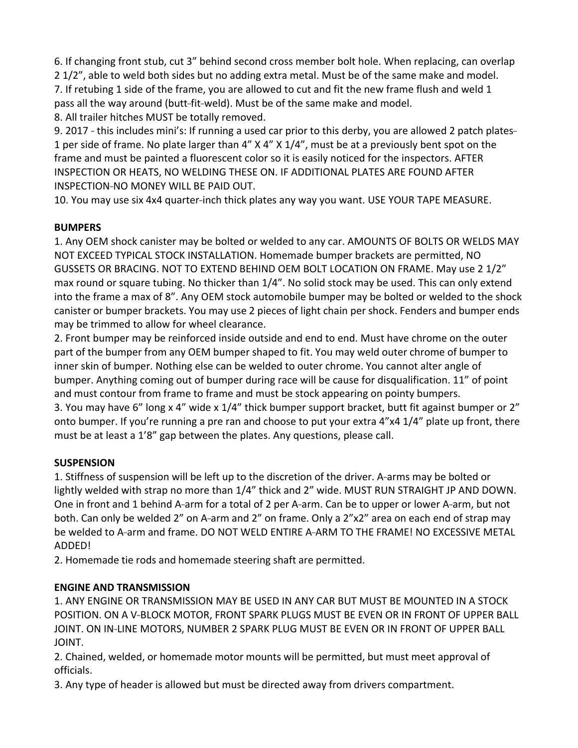6. If changing front stub, cut 3” behind second cross member bolt hole. When replacing, can overlap 2 1/2”, able to weld both sides but no adding extra metal. Must be of the same make and model.
7. If retubing 1 side of the frame, you are allowed to cut and fit the new frame flush and weld 1 pass all the way around (butt-fit-weld). Must be of the same make and model.
8. All trailer hitches MUST be totally removed.
9. 2017 - this includes mini’s: If running a used car prior to this derby, you are allowed 2 patch plates-1 per side of frame. No plate larger than 4” X 4” X 1/4”, must be at a previously bent spot on the frame and must be painted a fluorescent color so it is easily noticed for the inspectors. AFTER INSPECTION OR HEATS, NO WELDING THESE ON. IF ADDITIONAL PLATES ARE FOUND AFTER INSPECTION-NO MONEY WILL BE PAID OUT.
10. You may use six 4x4 quarter-inch thick plates any way you want. USE YOUR TAPE MEASURE.

**BUMPERS**

1. Any OEM shock canister may be bolted or welded to any car. AMOUNTS OF BOLTS OR WELDS MAY NOT EXCEED TYPICAL STOCK INSTALLATION. Homemade bumper brackets are permitted, NO GUSSETS OR BRACING. NOT TO EXTEND BEHIND OEM BOLT LOCATION ON FRAME. May use 2 1/2” max round or square tubing. No thicker than 1/4”. No solid stock may be used. This can only extend into the frame a max of 8”. Any OEM stock automobile bumper may be bolted or welded to the shock canister or bumper brackets. You may use 2 pieces of light chain per shock. Fenders and bumper ends may be trimmed to allow for wheel clearance.
2. Front bumper may be reinforced inside outside and end to end. Must have chrome on the outer part of the bumper from any OEM bumper shaped to fit. You may weld outer chrome of bumper to inner skin of bumper. Nothing else can be welded to outer chrome. You cannot alter angle of bumper. Anything coming out of bumper during race will be cause for disqualification. 11” of point and must contour from frame to frame and must be stock appearing on pointy bumpers.
3. You may have 6” long x 4” wide x 1/4” thick bumper support bracket, butt fit against bumper or 2” onto bumper. If you’re running a pre ran and choose to put your extra 4”x4 1/4” plate up front, there must be at least a 1’8” gap between the plates. Any questions, please call.

**SUSPENSION**

1. Stiffness of suspension will be left up to the discretion of the driver. A-arms may be bolted or lightly welded with strap no more than 1/4” thick and 2” wide. MUST RUN STRAIGHT JP AND DOWN. One in front and 1 behind A-arm for a total of 2 per A-arm. Can be to upper or lower A-arm, but not both. Can only be welded 2” on A-arm and 2” on frame. Only a 2”x2” area on each end of strap may be welded to A-arm and frame. DO NOT WELD ENTIRE A-ARM TO THE FRAME! NO EXCESSIVE METAL ADDED!
2. Homemade tie rods and homemade steering shaft are permitted.

**ENGINE AND TRANSMISSION**

1. ANY ENGINE OR TRANSMISSION MAY BE USED IN ANY CAR BUT MUST BE MOUNTED IN A STOCK POSITION. ON A V-BLOCK MOTOR, FRONT SPARK PLUGS MUST BE EVEN OR IN FRONT OF UPPER BALL JOINT. ON IN-LINE MOTORS, NUMBER 2 SPARK PLUG MUST BE EVEN OR IN FRONT OF UPPER BALL JOINT.
2. Chained, welded, or homemade motor mounts will be permitted, but must meet approval of officials.
3. Any type of header is allowed but must be directed away from drivers compartment.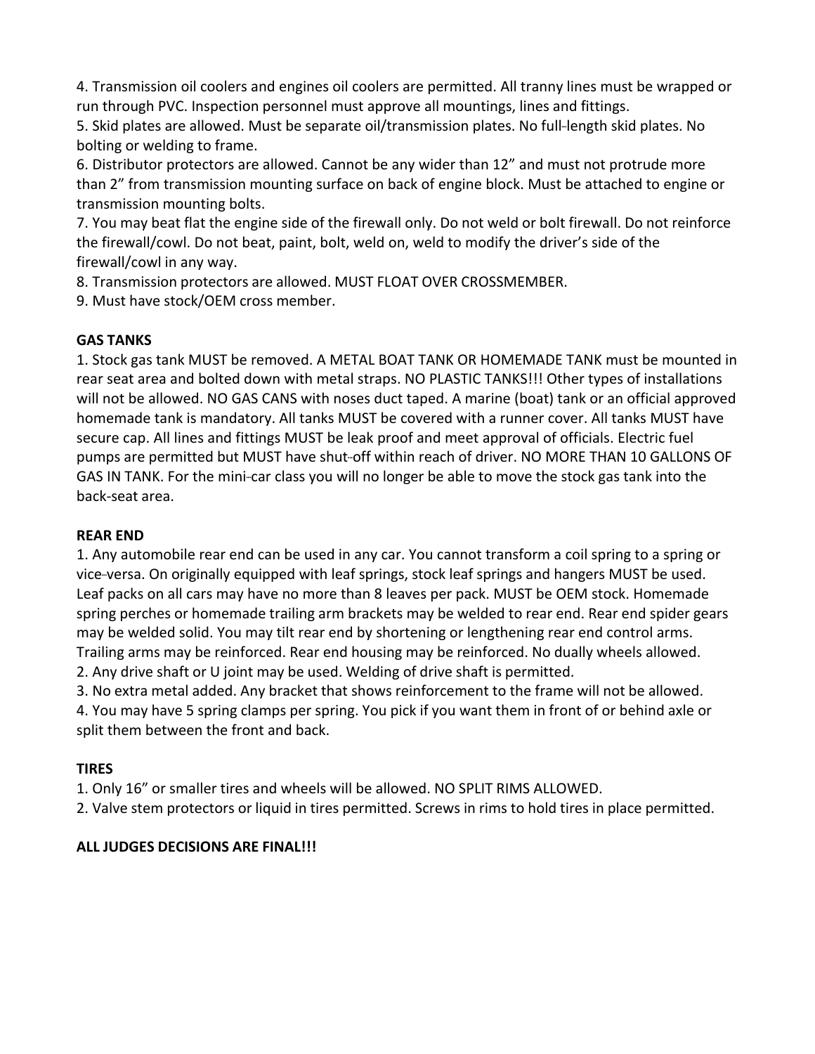4. Transmission oil coolers and engines oil coolers are permitted. All tranny lines must be wrapped or run through PVC. Inspection personnel must approve all mountings, lines and fittings.
5. Skid plates are allowed. Must be separate oil/transmission plates. No full-length skid plates. No bolting or welding to frame.
6. Distributor protectors are allowed. Cannot be any wider than 12" and must not protrude more than 2" from transmission mounting surface on back of engine block. Must be attached to engine or transmission mounting bolts.
7. You may beat flat the engine side of the firewall only. Do not weld or bolt firewall. Do not reinforce the firewall/cowl. Do not beat, paint, bolt, weld on, weld to modify the driver's side of the firewall/cowl in any way.
8. Transmission protectors are allowed. MUST FLOAT OVER CROSSMEMBER.
9. Must have stock/OEM cross member.

**GAS TANKS**

1. Stock gas tank MUST be removed. A METAL BOAT TANK OR HOMEMADE TANK must be mounted in rear seat area and bolted down with metal straps. NO PLASTIC TANKS!!! Other types of installations will not be allowed. NO GAS CANS with noses duct taped. A marine (boat) tank or an official approved homemade tank is mandatory. All tanks MUST be covered with a runner cover. All tanks MUST have secure cap. All lines and fittings MUST be leak proof and meet approval of officials. Electric fuel pumps are permitted but MUST have shut-off within reach of driver. NO MORE THAN 10 GALLONS OF GAS IN TANK. For the mini-car class you will no longer be able to move the stock gas tank into the back-seat area.

**REAR END**

1. Any automobile rear end can be used in any car. You cannot transform a coil spring to a spring or vice-versa. On originally equipped with leaf springs, stock leaf springs and hangers MUST be used. Leaf packs on all cars may have no more than 8 leaves per pack. MUST be OEM stock. Homemade spring perches or homemade trailing arm brackets may be welded to rear end. Rear end spider gears may be welded solid. You may tilt rear end by shortening or lengthening rear end control arms. Trailing arms may be reinforced. Rear end housing may be reinforced. No dually wheels allowed.
2. Any drive shaft or U joint may be used. Welding of drive shaft is permitted.
3. No extra metal added. Any bracket that shows reinforcement to the frame will not be allowed.
4. You may have 5 spring clamps per spring. You pick if you want them in front of or behind axle or split them between the front and back.

**TIRES**

1. Only 16" or smaller tires and wheels will be allowed. NO SPLIT RIMS ALLOWED.
2. Valve stem protectors or liquid in tires permitted. Screws in rims to hold tires in place permitted.

**ALL JUDGES DECISIONS ARE FINAL!!!**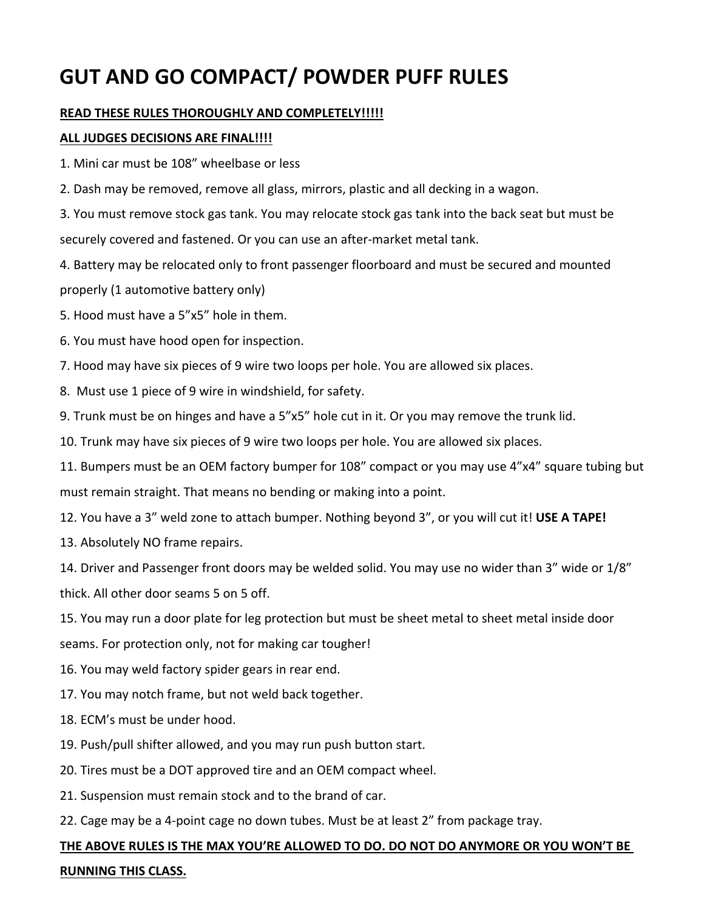# GUT AND GO COMPACT/ POWDER PUFF RULES

**READ THESE RULES THOROUGHLY AND COMPLETELY!!!!!**

**ALL JUDGES DECISIONS ARE FINAL!!!!**

1. Mini car must be 108” wheelbase or less
2. Dash may be removed, remove all glass, mirrors, plastic and all decking in a wagon.
3. You must remove stock gas tank. You may relocate stock gas tank into the back seat but must be securely covered and fastened. Or you can use an after-market metal tank.
4. Battery may be relocated only to front passenger floorboard and must be secured and mounted properly (1 automotive battery only)
5. Hood must have a 5”x5” hole in them.
6. You must have hood open for inspection.
7. Hood may have six pieces of 9 wire two loops per hole. You are allowed six places.
8. Must use 1 piece of 9 wire in windshield, for safety.
9. Trunk must be on hinges and have a 5”x5” hole cut in it. Or you may remove the trunk lid.
10. Trunk may have six pieces of 9 wire two loops per hole. You are allowed six places.
11. Bumpers must be an OEM factory bumper for 108” compact or you may use 4”x4” square tubing but must remain straight. That means no bending or making into a point.
12. You have a 3” weld zone to attach bumper. Nothing beyond 3”, or you will cut it! **USE A TAPE!**
13. Absolutely NO frame repairs.
14. Driver and Passenger front doors may be welded solid. You may use no wider than 3” wide or 1/8” thick. All other door seams 5 on 5 off.
15. You may run a door plate for leg protection but must be sheet metal to sheet metal inside door seams. For protection only, not for making car tougher!
16. You may weld factory spider gears in rear end.
17. You may notch frame, but not weld back together.
18. ECM’s must be under hood.
19. Push/pull shifter allowed, and you may run push button start.
20. Tires must be a DOT approved tire and an OEM compact wheel.
21. Suspension must remain stock and to the brand of car.
22. Cage may be a 4-point cage no down tubes. Must be at least 2” from package tray.

**THE ABOVE RULES IS THE MAX YOU’RE ALLOWED TO DO. DO NOT DO ANYMORE OR YOU WON’T BE RUNNING THIS CLASS.**